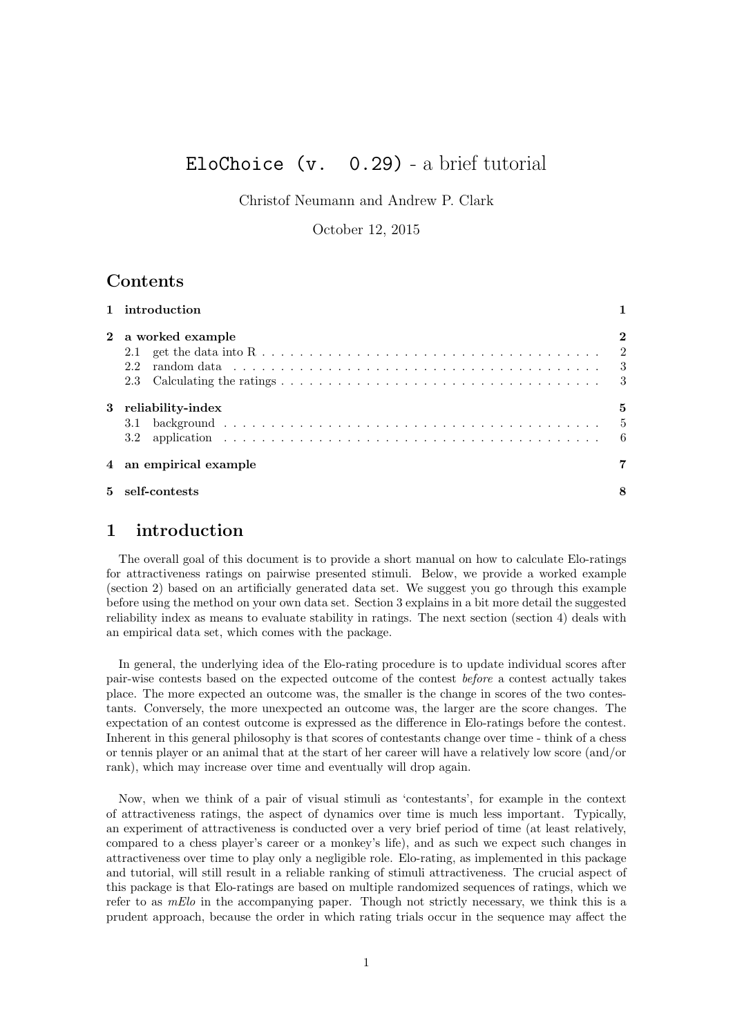# `EloChoice (v. 0.29)` - a brief tutorial

Christof Neumann and Andrew P. Clark

October 12, 2015

## Contents

| | | |
|---|---|---|
| **1** | **introduction** | **1** |
| **2** | **a worked example** | **2** |
| 2.1 | get the data into R | 2 |
| 2.2 | random data | 3 |
| 2.3 | Calculating the ratings | 3 |
| **3** | **reliability-index** | **5** |
| 3.1 | background | 5 |
| 3.2 | application | 6 |
| **4** | **an empirical example** | **7** |
| **5** | **self-contests** | **8** |

## 1 introduction

The overall goal of this document is to provide a short manual on how to calculate Elo-ratings for attractiveness ratings on pairwise presented stimuli. Below, we provide a worked example (section 2) based on an artificially generated data set. We suggest you go through this example before using the method on your own data set. Section 3 explains in a bit more detail the suggested reliability index as means to evaluate stability in ratings. The next section (section 4) deals with an empirical data set, which comes with the package.

In general, the underlying idea of the Elo-rating procedure is to update individual scores after pair-wise contests based on the expected outcome of the contest *before* a contest actually takes place. The more expected an outcome was, the smaller is the change in scores of the two contestants. Conversely, the more unexpected an outcome was, the larger are the score changes. The expectation of an contest outcome is expressed as the difference in Elo-ratings before the contest. Inherent in this general philosophy is that scores of contestants change over time - think of a chess or tennis player or an animal that at the start of her career will have a relatively low score (and/or rank), which may increase over time and eventually will drop again.

Now, when we think of a pair of visual stimuli as 'contestants', for example in the context of attractiveness ratings, the aspect of dynamics over time is much less important. Typically, an experiment of attractiveness is conducted over a very brief period of time (at least relatively, compared to a chess player's career or a monkey's life), and as such we expect such changes in attractiveness over time to play only a negligible role. Elo-rating, as implemented in this package and tutorial, will still result in a reliable ranking of stimuli attractiveness. The crucial aspect of this package is that Elo-ratings are based on multiple randomized sequences of ratings, which we refer to as *mElo* in the accompanying paper. Though not strictly necessary, we think this is a prudent approach, because the order in which rating trials occur in the sequence may affect the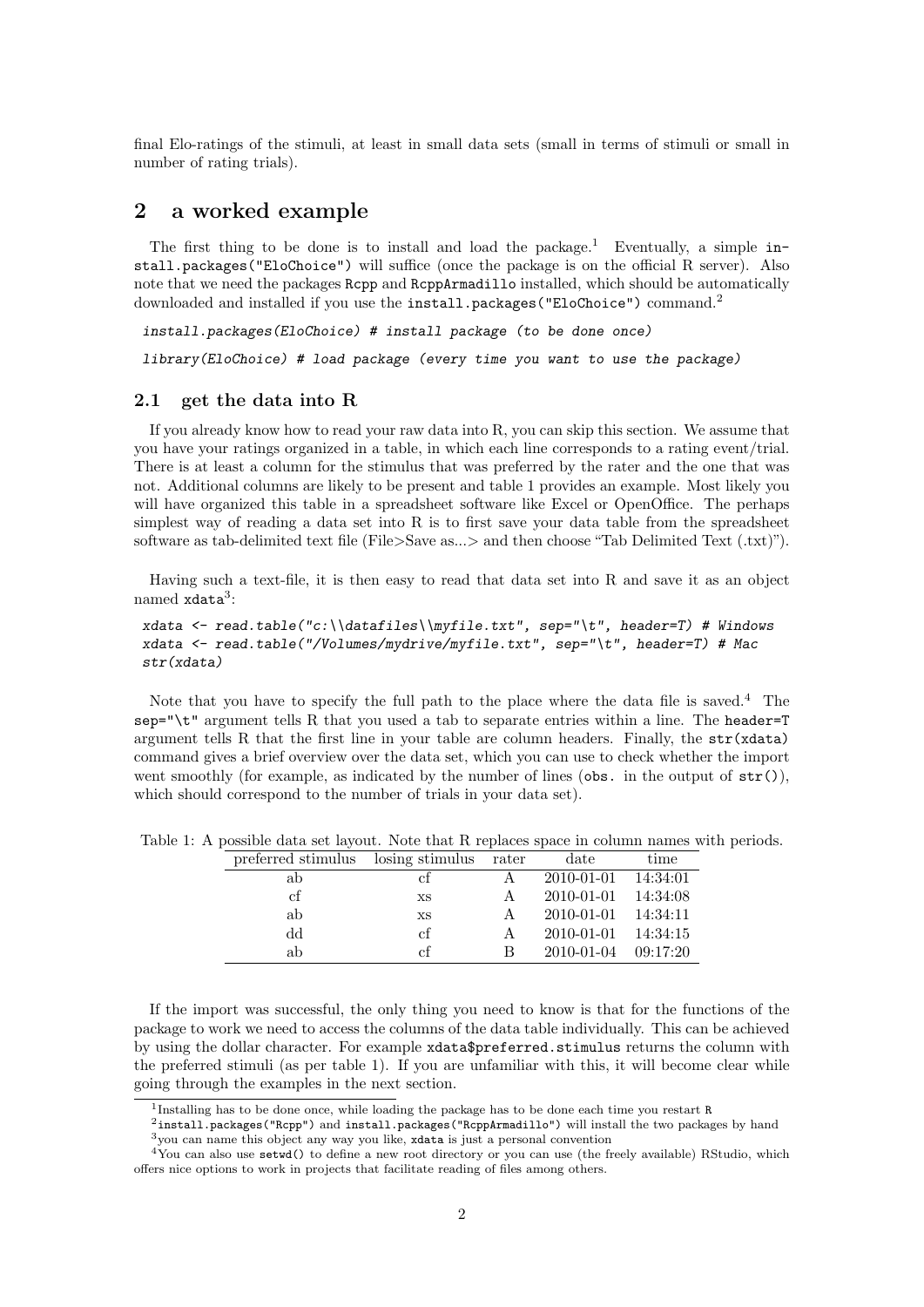final Elo-ratings of the stimuli, at least in small data sets (small in terms of stimuli or small in number of rating trials).

## 2 a worked example

The first thing to be done is to install and load the package.[1] Eventually, a simple `install.packages("EloChoice")` will suffice (once the package is on the official R server). Also note that we need the packages `Rcpp` and `RcppArmadillo` installed, which should be automatically downloaded and installed if you use the `install.packages("EloChoice")` command.[2]

```
install.packages(EloChoice) # install package (to be done once)

library(EloChoice) # load package (every time you want to use the package)
```

### 2.1 get the data into R

If you already know how to read your raw data into R, you can skip this section. We assume that you have your ratings organized in a table, in which each line corresponds to a rating event/trial. There is at least a column for the stimulus that was preferred by the rater and the one that was not. Additional columns are likely to be present and table 1 provides an example. Most likely you will have organized this table in a spreadsheet software like Excel or OpenOffice. The perhaps simplest way of reading a data set into R is to first save your data table from the spreadsheet software as tab-delimited text file (File>Save as...> and then choose "Tab Delimited Text (.txt)").

Having such a text-file, it is then easy to read that data set into R and save it as an object named `xdata`[3]:

```
xdata <- read.table("c:\\datafiles\\myfile.txt", sep="\t", header=T) # Windows
xdata <- read.table("/Volumes/mydrive/myfile.txt", sep="\t", header=T) # Mac
str(xdata)
```

Note that you have to specify the full path to the place where the data file is saved.[4] The `sep="\t"` argument tells R that you used a tab to separate entries within a line. The `header=T` argument tells R that the first line in your table are column headers. Finally, the `str(xdata)` command gives a brief overview over the data set, which you can use to check whether the import went smoothly (for example, as indicated by the number of lines (`obs.` in the output of `str()`), which should correspond to the number of trials in your data set).

Table 1: A possible data set layout. Note that R replaces space in column names with periods.

| preferred stimulus | losing stimulus | rater | date | time |
|---|---|---|---|---|
| ab | cf | A | 2010-01-01 | 14:34:01 |
| cf | xs | A | 2010-01-01 | 14:34:08 |
| ab | xs | A | 2010-01-01 | 14:34:11 |
| dd | cf | A | 2010-01-01 | 14:34:15 |
| ab | cf | B | 2010-01-04 | 09:17:20 |

If the import was successful, the only thing you need to know is that for the functions of the package to work we need to access the columns of the data table individually. This can be achieved by using the dollar character. For example `xdata$preferred.stimulus` returns the column with the preferred stimuli (as per table 1). If you are unfamiliar with this, it will become clear while going through the examples in the next section.

[1] Installing has to be done once, while loading the package has to be done each time you restart R

[2] `install.packages("Rcpp")` and `install.packages("RcppArmadillo")` will install the two packages by hand

[3] you can name this object any way you like, `xdata` is just a personal convention

[4] You can also use `setwd()` to define a new root directory or you can use (the freely available) RStudio, which offers nice options to work in projects that facilitate reading of files among others.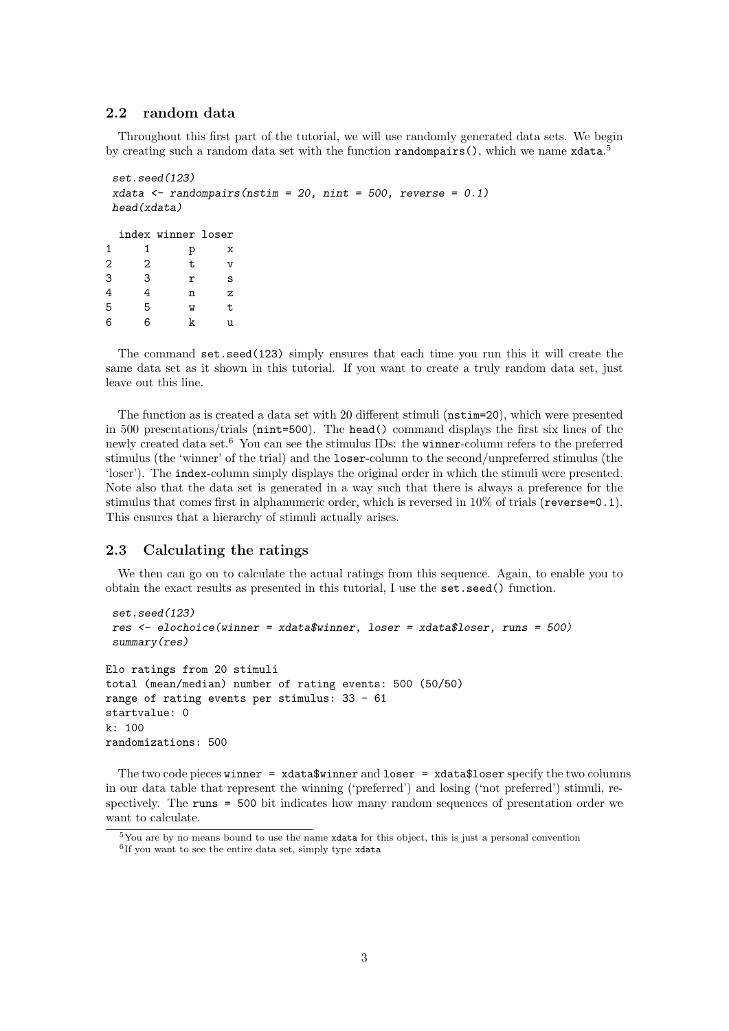### 2.2 random data

Throughout this first part of the tutorial, we will use randomly generated data sets. We begin by creating such a random data set with the function randompairs(), which we name xdata.[5]

```
set.seed(123)
xdata <- randompairs(nstim = 20, nint = 500, reverse = 0.1)
head(xdata)
```

```
  index winner loser
1     1      p     x
2     2      t     v
3     3      r     s
4     4      n     z
5     5      w     t
6     6      k     u
```

The command set.seed(123) simply ensures that each time you run this it will create the same data set as it shown in this tutorial. If you want to create a truly random data set, just leave out this line.

The function as is created a data set with 20 different stimuli (nstim=20), which were presented in 500 presentations/trials (nint=500). The head() command displays the first six lines of the newly created data set.[6] You can see the stimulus IDs: the winner-column refers to the preferred stimulus (the 'winner' of the trial) and the loser-column to the second/unpreferred stimulus (the 'loser'). The index-column simply displays the original order in which the stimuli were presented. Note also that the data set is generated in a way such that there is always a preference for the stimulus that comes first in alphanumeric order, which is reversed in 10% of trials (reverse=0.1). This ensures that a hierarchy of stimuli actually arises.

### 2.3 Calculating the ratings

We then can go on to calculate the actual ratings from this sequence. Again, to enable you to obtain the exact results as presented in this tutorial, I use the set.seed() function.

```
set.seed(123)
res <- elochoice(winner = xdata$winner, loser = xdata$loser, runs = 500)
summary(res)
```

```
Elo ratings from 20 stimuli
total (mean/median) number of rating events: 500 (50/50)
range of rating events per stimulus: 33 - 61
startvalue: 0
k: 100
randomizations: 500
```

The two code pieces winner = xdata$winner and loser = xdata$loser specify the two columns in our data table that represent the winning ('preferred') and losing ('not preferred') stimuli, respectively. The runs = 500 bit indicates how many random sequences of presentation order we want to calculate.

[5] You are by no means bound to use the name xdata for this object, this is just a personal convention

[6] If you want to see the entire data set, simply type xdata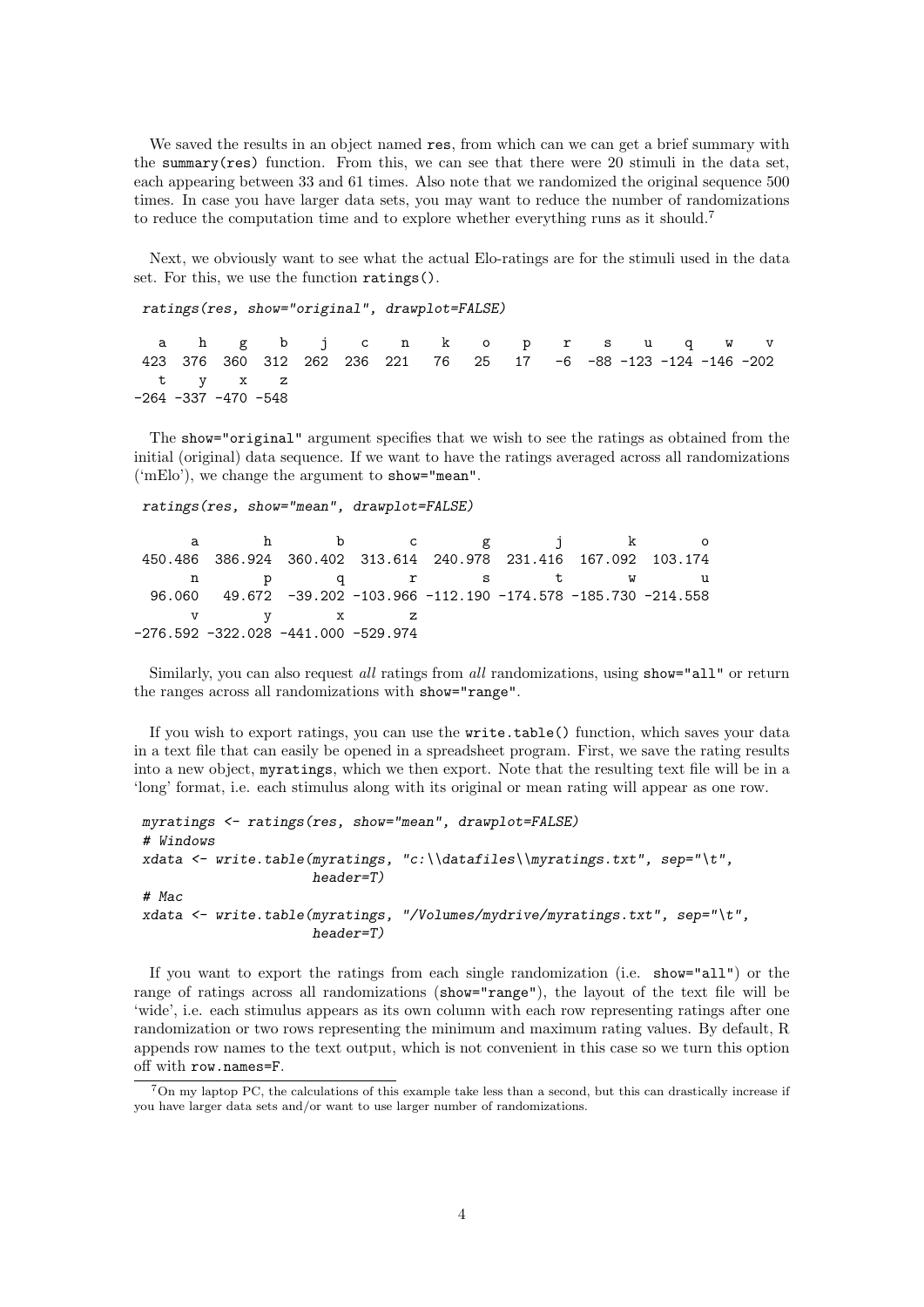We saved the results in an object named `res`, from which can we can get a brief summary with the `summary(res)` function. From this, we can see that there were 20 stimuli in the data set, each appearing between 33 and 61 times. Also note that we randomized the original sequence 500 times. In case you have larger data sets, you may want to reduce the number of randomizations to reduce the computation time and to explore whether everything runs as it should.[7]

Next, we obviously want to see what the actual Elo-ratings are for the stimuli used in the data set. For this, we use the function `ratings()`.

```
ratings(res, show="original", drawplot=FALSE)
```

```
   a    h    g    b    j    c    n    k    o    p    r    s    u    q    w    v 
 423  376  360  312  262  236  221   76   25   17   -6  -88 -123 -124 -146 -202 
   t    y    x    z 
-264 -337 -470 -548 
```

The `show="original"` argument specifies that we wish to see the ratings as obtained from the initial (original) data sequence. If we want to have the ratings averaged across all randomizations ('mElo'), we change the argument to `show="mean"`.

```
ratings(res, show="mean", drawplot=FALSE)
```

```
       a        h        b        c        g        j        k        o 
 450.486  386.924  360.402  313.614  240.978  231.416  167.092  103.174 
       n        p        q        r        s        t        w        u 
  96.060   49.672  -39.202 -103.966 -112.190 -174.578 -185.730 -214.558 
       v        y        x        z 
-276.592 -322.028 -441.000 -529.974 
```

Similarly, you can also request *all* ratings from *all* randomizations, using `show="all"` or return the ranges across all randomizations with `show="range"`.

If you wish to export ratings, you can use the `write.table()` function, which saves your data in a text file that can easily be opened in a spreadsheet program. First, we save the rating results into a new object, `myratings`, which we then export. Note that the resulting text file will be in a 'long' format, i.e. each stimulus along with its original or mean rating will appear as one row.

```
myratings <- ratings(res, show="mean", drawplot=FALSE)
# Windows
xdata <- write.table(myratings, "c:\\datafiles\\myratings.txt", sep="\t",
                     header=T)
# Mac
xdata <- write.table(myratings, "/Volumes/mydrive/myratings.txt", sep="\t",
                     header=T)
```

If you want to export the ratings from each single randomization (i.e. `show="all"`) or the range of ratings across all randomizations (`show="range"`), the layout of the text file will be 'wide', i.e. each stimulus appears as its own column with each row representing ratings after one randomization or two rows representing the minimum and maximum rating values. By default, R appends row names to the text output, which is not convenient in this case so we turn this option off with `row.names=F`.

[7] On my laptop PC, the calculations of this example take less than a second, but this can drastically increase if you have larger data sets and/or want to use larger number of randomizations.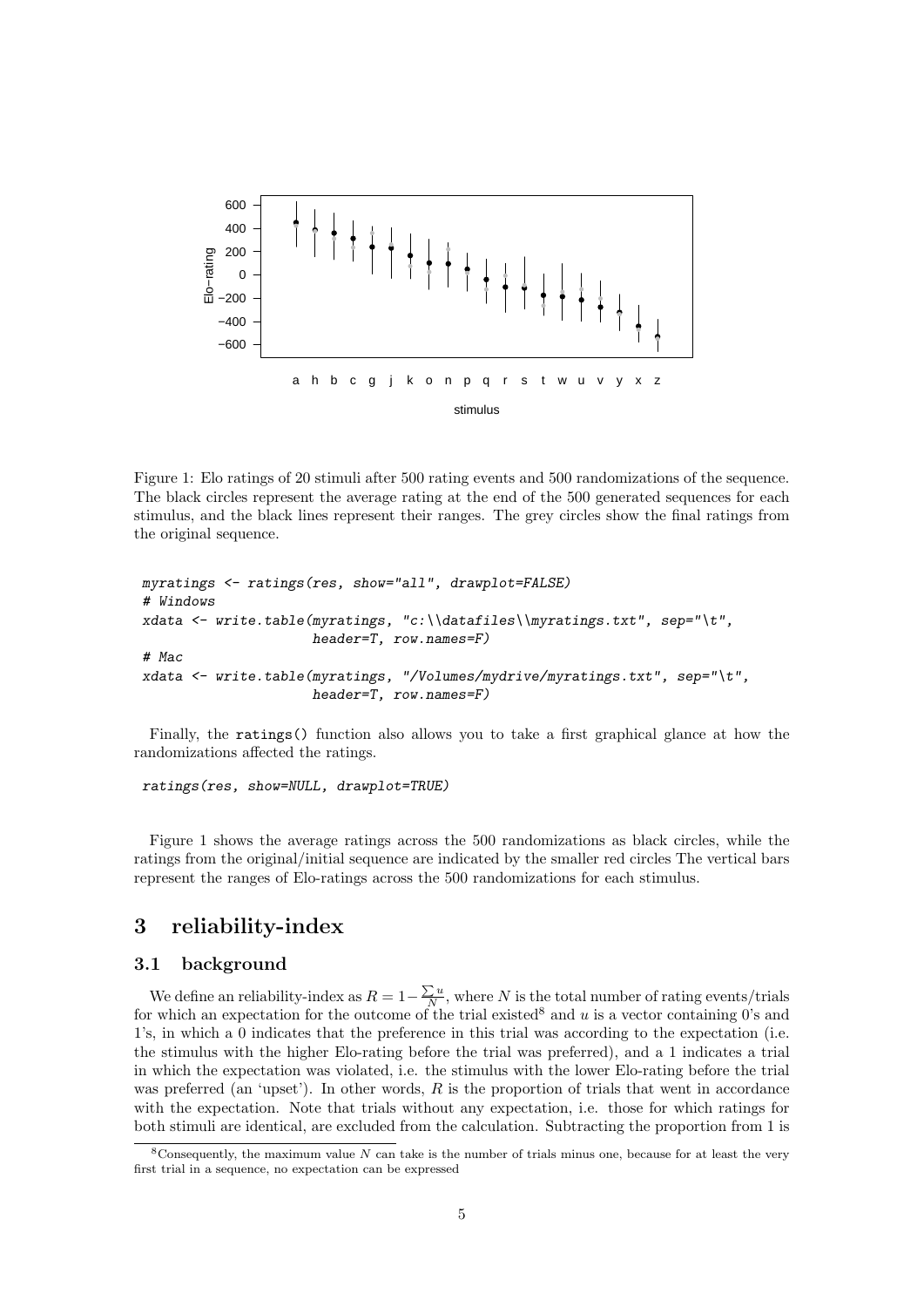600
400
200
0
−200
−400
−600

Elo−rating

a h b c g j k o n p q r s t w u v y x z

stimulus

Figure 1: Elo ratings of 20 stimuli after 500 rating events and 500 randomizations of the sequence. The black circles represent the average rating at the end of the 500 generated sequences for each stimulus, and the black lines represent their ranges. The grey circles show the final ratings from the original sequence.

```
myratings <- ratings(res, show="all", drawplot=FALSE)
# Windows
xdata <- write.table(myratings, "c:\\datafiles\\myratings.txt", sep="\t",
                     header=T, row.names=F)
# Mac
xdata <- write.table(myratings, "/Volumes/mydrive/myratings.txt", sep="\t",
                     header=T, row.names=F)
```

Finally, the `ratings()` function also allows you to take a first graphical glance at how the randomizations affected the ratings.

```
ratings(res, show=NULL, drawplot=TRUE)
```

Figure 1 shows the average ratings across the 500 randomizations as black circles, while the ratings from the original/initial sequence are indicated by the smaller red circles The vertical bars represent the ranges of Elo-ratings across the 500 randomizations for each stimulus.

## 3 reliability-index

### 3.1 background

We define an reliability-index as $R = 1 - \frac{\sum u}{N}$, where $N$ is the total number of rating events/trials for which an expectation for the outcome of the trial existed[8] and $u$ is a vector containing 0's and 1's, in which a 0 indicates that the preference in this trial was according to the expectation (i.e. the stimulus with the higher Elo-rating before the trial was preferred), and a 1 indicates a trial in which the expectation was violated, i.e. the stimulus with the lower Elo-rating before the trial was preferred (an 'upset'). In other words, $R$ is the proportion of trials that went in accordance with the expectation. Note that trials without any expectation, i.e. those for which ratings for both stimuli are identical, are excluded from the calculation. Subtracting the proportion from 1 is

[8] Consequently, the maximum value $N$ can take is the number of trials minus one, because for at least the very first trial in a sequence, no expectation can be expressed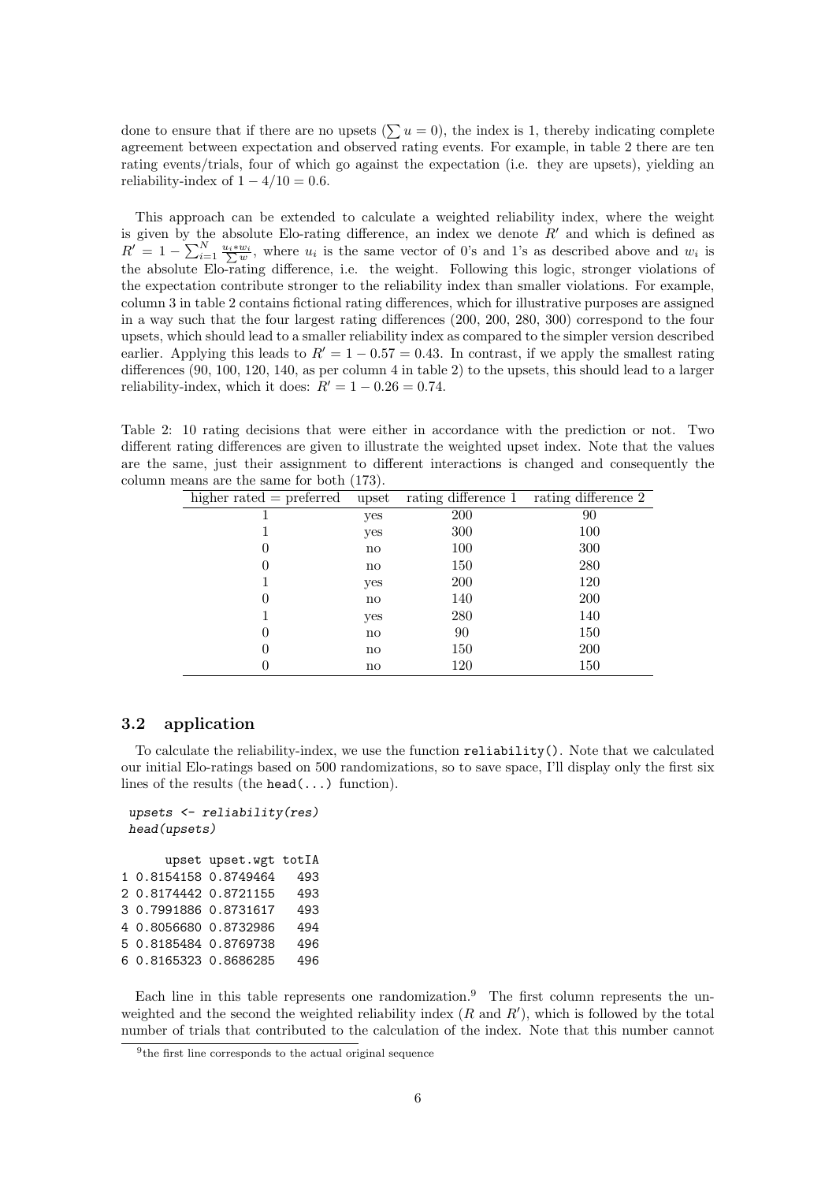done to ensure that if there are no upsets ($\sum u = 0$), the index is 1, thereby indicating complete agreement between expectation and observed rating events. For example, in table 2 there are ten rating events/trials, four of which go against the expectation (i.e. they are upsets), yielding an reliability-index of $1 - 4/10 = 0.6$.

This approach can be extended to calculate a weighted reliability index, where the weight is given by the absolute Elo-rating difference, an index we denote $R'$ and which is defined as $R' = 1 - \sum_{i=1}^{N} \frac{u_i * w_i}{\sum w}$, where $u_i$ is the same vector of 0's and 1's as described above and $w_i$ is the absolute Elo-rating difference, i.e. the weight. Following this logic, stronger violations of the expectation contribute stronger to the reliability index than smaller violations. For example, column 3 in table 2 contains fictional rating differences, which for illustrative purposes are assigned in a way such that the four largest rating differences (200, 200, 280, 300) correspond to the four upsets, which should lead to a smaller reliability index as compared to the simpler version described earlier. Applying this leads to $R' = 1 - 0.57 = 0.43$. In contrast, if we apply the smallest rating differences (90, 100, 120, 140, as per column 4 in table 2) to the upsets, this should lead to a larger reliability-index, which it does: $R' = 1 - 0.26 = 0.74$.

Table 2: 10 rating decisions that were either in accordance with the prediction or not. Two different rating differences are given to illustrate the weighted upset index. Note that the values are the same, just their assignment to different interactions is changed and consequently the column means are the same for both (173).

| higher rated = preferred | upset | rating difference 1 | rating difference 2 |
|---|---|---|---|
| 1 | yes | 200 | 90 |
| 1 | yes | 300 | 100 |
| 0 | no | 100 | 300 |
| 0 | no | 150 | 280 |
| 1 | yes | 200 | 120 |
| 0 | no | 140 | 200 |
| 1 | yes | 280 | 140 |
| 0 | no | 90 | 150 |
| 0 | no | 150 | 200 |
| 0 | no | 120 | 150 |

### 3.2 application

To calculate the reliability-index, we use the function `reliability()`. Note that we calculated our initial Elo-ratings based on 500 randomizations, so to save space, I'll display only the first six lines of the results (the `head(...)` function).

```
upsets <- reliability(res)
head(upsets)
```

```
      upset  upset.wgt totIA
1 0.8154158 0.8749464   493
2 0.8174442 0.8721155   493
3 0.7991886 0.8731617   493
4 0.8056680 0.8732986   494
5 0.8185484 0.8769738   496
6 0.8165323 0.8686285   496
```

Each line in this table represents one randomization.[9] The first column represents the unweighted and the second the weighted reliability index ($R$ and $R'$), which is followed by the total number of trials that contributed to the calculation of the index. Note that this number cannot

[9] the first line corresponds to the actual original sequence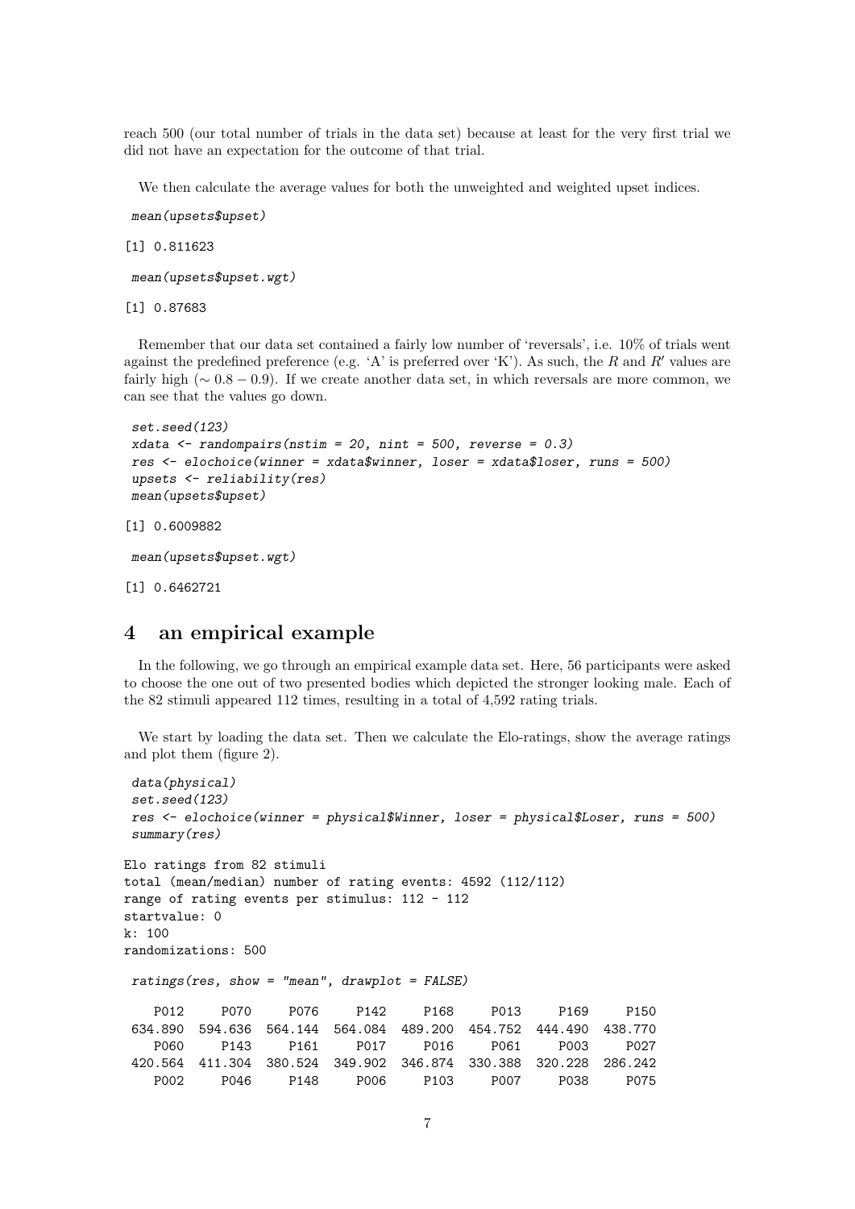reach 500 (our total number of trials in the data set) because at least for the very first trial we did not have an expectation for the outcome of that trial.

We then calculate the average values for both the unweighted and weighted upset indices.

```
mean(upsets$upset)
```

```
[1] 0.811623
```

```
mean(upsets$upset.wgt)
```

```
[1] 0.87683
```

Remember that our data set contained a fairly low number of 'reversals', i.e. 10% of trials went against the predefined preference (e.g. 'A' is preferred over 'K'). As such, the $R$ and $R'$ values are fairly high ($\sim 0.8 - 0.9$). If we create another data set, in which reversals are more common, we can see that the values go down.

```
set.seed(123)
xdata <- randompairs(nstim = 20, nint = 500, reverse = 0.3)
res <- elochoice(winner = xdata$winner, loser = xdata$loser, runs = 500)
upsets <- reliability(res)
mean(upsets$upset)
```

```
[1] 0.6009882
```

```
mean(upsets$upset.wgt)
```

```
[1] 0.6462721
```

# 4 an empirical example

In the following, we go through an empirical example data set. Here, 56 participants were asked to choose the one out of two presented bodies which depicted the stronger looking male. Each of the 82 stimuli appeared 112 times, resulting in a total of 4,592 rating trials.

We start by loading the data set. Then we calculate the Elo-ratings, show the average ratings and plot them (figure 2).

```
data(physical)
set.seed(123)
res <- elochoice(winner = physical$Winner, loser = physical$Loser, runs = 500)
summary(res)
```

```
Elo ratings from 82 stimuli
total (mean/median) number of rating events: 4592 (112/112)
range of rating events per stimulus: 112 - 112
startvalue: 0
k: 100
randomizations: 500
```

```
ratings(res, show = "mean", drawplot = FALSE)
```

```
   P012    P070    P076    P142    P168    P013    P169    P150
634.890 594.636 564.144 564.084 489.200 454.752 444.490 438.770
   P060    P143    P161    P017    P016    P061    P003    P027
420.564 411.304 380.524 349.902 346.874 330.388 320.228 286.242
   P002    P046    P148    P006    P103    P007    P038    P075
```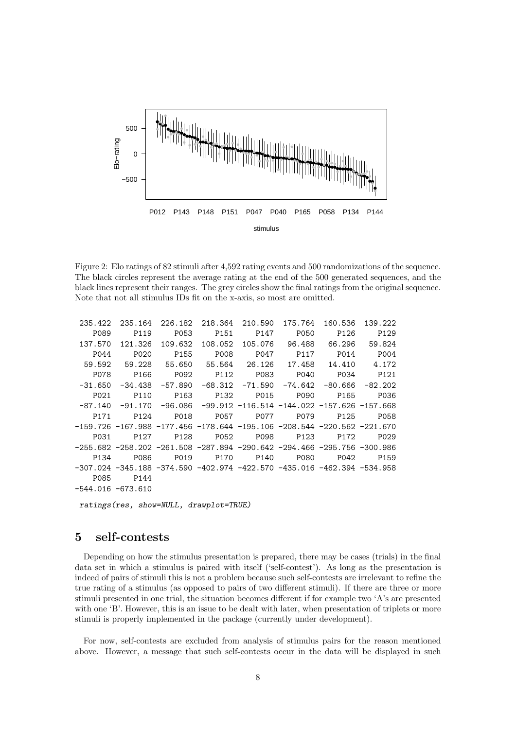500

0

−500

Elo−rating

P012 P143 P148 P151 P047 P040 P165 P058 P134 P144

stimulus

Figure 2: Elo ratings of 82 stimuli after 4,592 rating events and 500 randomizations of the sequence. The black circles represent the average rating at the end of the 500 generated sequences, and the black lines represent their ranges. The grey circles show the final ratings from the original sequence. Note that not all stimulus IDs fit on the x-axis, so most are omitted.

```
 235.422  235.164  226.182  218.364  210.590  175.764  160.536  139.222
    P089     P119     P053     P151     P147     P050     P126     P129
 137.570  121.326  109.632  108.052  105.076   96.488   66.296   59.824
    P044     P020     P155     P008     P047     P117     P014     P004
  59.592   59.228   55.650   55.564   26.126   17.458   14.410    4.172
    P078     P166     P092     P112     P083     P040     P034     P121
 -31.650  -34.438  -57.890  -68.312  -71.590  -74.642  -80.666  -82.202
    P021     P110     P163     P132     P015     P090     P165     P036
 -87.140  -91.170  -96.086  -99.912 -116.514 -144.022 -157.626 -157.668
    P171     P124     P018     P057     P077     P079     P125     P058
-159.726 -167.988 -177.456 -178.644 -195.106 -208.544 -220.562 -221.670
    P031     P127     P128     P052     P098     P123     P172     P029
-255.682 -258.202 -261.508 -287.894 -290.642 -294.466 -295.756 -300.986
    P134     P086     P019     P170     P140     P080     P042     P159
-307.024 -345.188 -374.590 -402.974 -422.570 -435.016 -462.394 -534.958
    P085     P144
-544.016 -673.610
```

```
ratings(res, show=NULL, drawplot=TRUE)
```

## 5 self-contests

Depending on how the stimulus presentation is prepared, there may be cases (trials) in the final data set in which a stimulus is paired with itself ('self-contest'). As long as the presentation is indeed of pairs of stimuli this is not a problem because such self-contests are irrelevant to refine the true rating of a stimulus (as opposed to pairs of two different stimuli). If there are three or more stimuli presented in one trial, the situation becomes different if for example two 'A's are presented with one 'B'. However, this is an issue to be dealt with later, when presentation of triplets or more stimuli is properly implemented in the package (currently under development).

For now, self-contests are excluded from analysis of stimulus pairs for the reason mentioned above. However, a message that such self-contests occur in the data will be displayed in such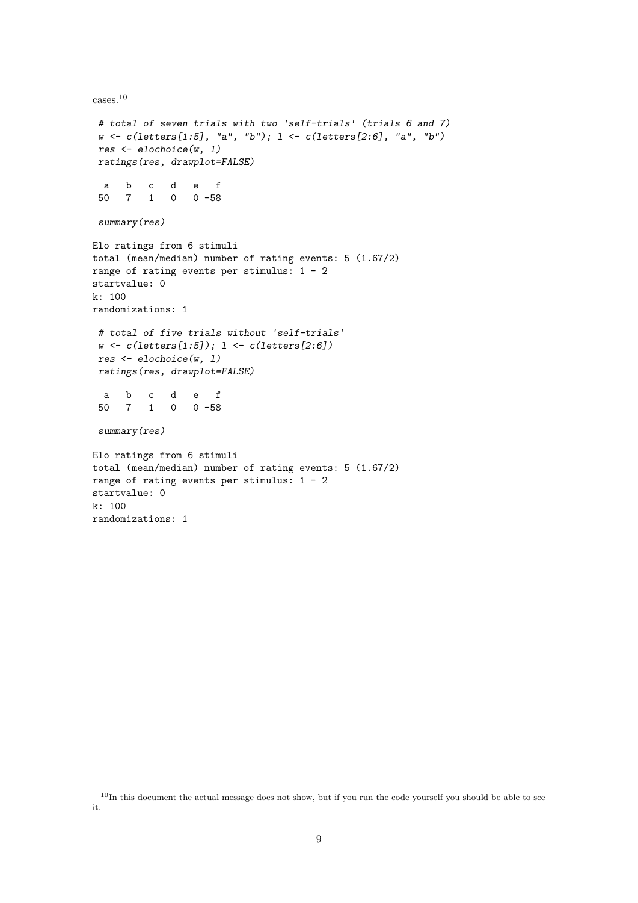cases.[10]

```
# total of seven trials with two 'self-trials' (trials 6 and 7)
w <- c(letters[1:5], "a", "b"); l <- c(letters[2:6], "a", "b")
res <- elochoice(w, l)
ratings(res, drawplot=FALSE)

  a   b   c   d   e   f
 50   7   1   0   0 -58

summary(res)

Elo ratings from 6 stimuli
total (mean/median) number of rating events: 5 (1.67/2)
range of rating events per stimulus: 1 - 2
startvalue: 0
k: 100
randomizations: 1

# total of five trials without 'self-trials'
w <- c(letters[1:5]); l <- c(letters[2:6])
res <- elochoice(w, l)
ratings(res, drawplot=FALSE)

  a   b   c   d   e   f
 50   7   1   0   0 -58

summary(res)

Elo ratings from 6 stimuli
total (mean/median) number of rating events: 5 (1.67/2)
range of rating events per stimulus: 1 - 2
startvalue: 0
k: 100
randomizations: 1
```

[10] In this document the actual message does not show, but if you run the code yourself you should be able to see it.